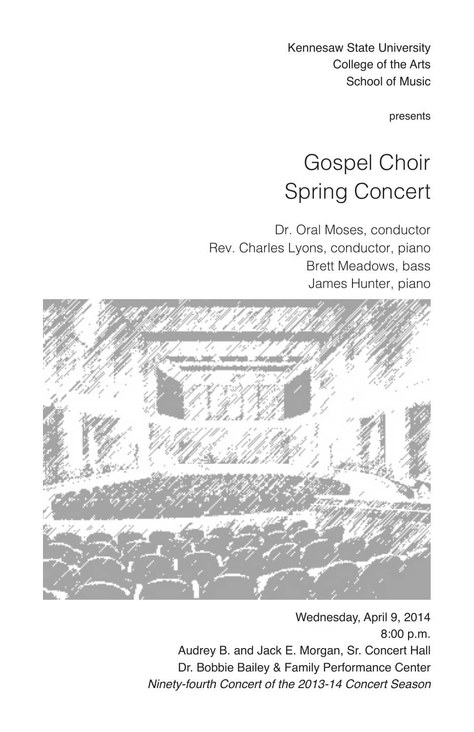Kennesaw State University
College of the Arts
School of Music

presents

# Gospel Choir Spring Concert

Dr. Oral Moses, conductor
Rev. Charles Lyons, conductor, piano
Brett Meadows, bass
James Hunter, piano

Wednesday, April 9, 2014
8:00 p.m.
Audrey B. and Jack E. Morgan, Sr. Concert Hall
Dr. Bobbie Bailey & Family Performance Center
*Ninety-fourth Concert of the 2013-14 Concert Season*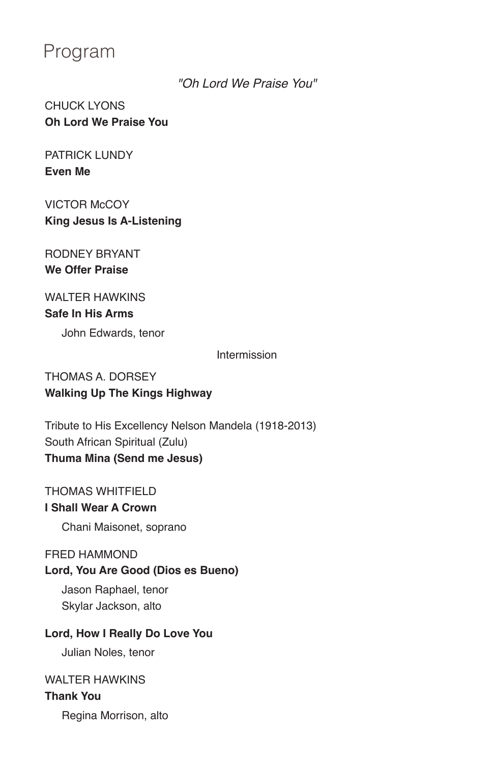# Program

*"Oh Lord We Praise You"*

CHUCK LYONS
**Oh Lord We Praise You**

PATRICK LUNDY
**Even Me**

VICTOR McCOY
**King Jesus Is A-Listening**

RODNEY BRYANT
**We Offer Praise**

WALTER HAWKINS
**Safe In His Arms**

John Edwards, tenor

Intermission

THOMAS A. DORSEY
**Walking Up The Kings Highway**

Tribute to His Excellency Nelson Mandela (1918-2013)
South African Spiritual (Zulu)
**Thuma Mina (Send me Jesus)**

THOMAS WHITFIELD
**I Shall Wear A Crown**

Chani Maisonet, soprano

FRED HAMMOND
**Lord, You Are Good (Dios es Bueno)**

Jason Raphael, tenor
Skylar Jackson, alto

**Lord, How I Really Do Love You**

Julian Noles, tenor

WALTER HAWKINS
**Thank You**

Regina Morrison, alto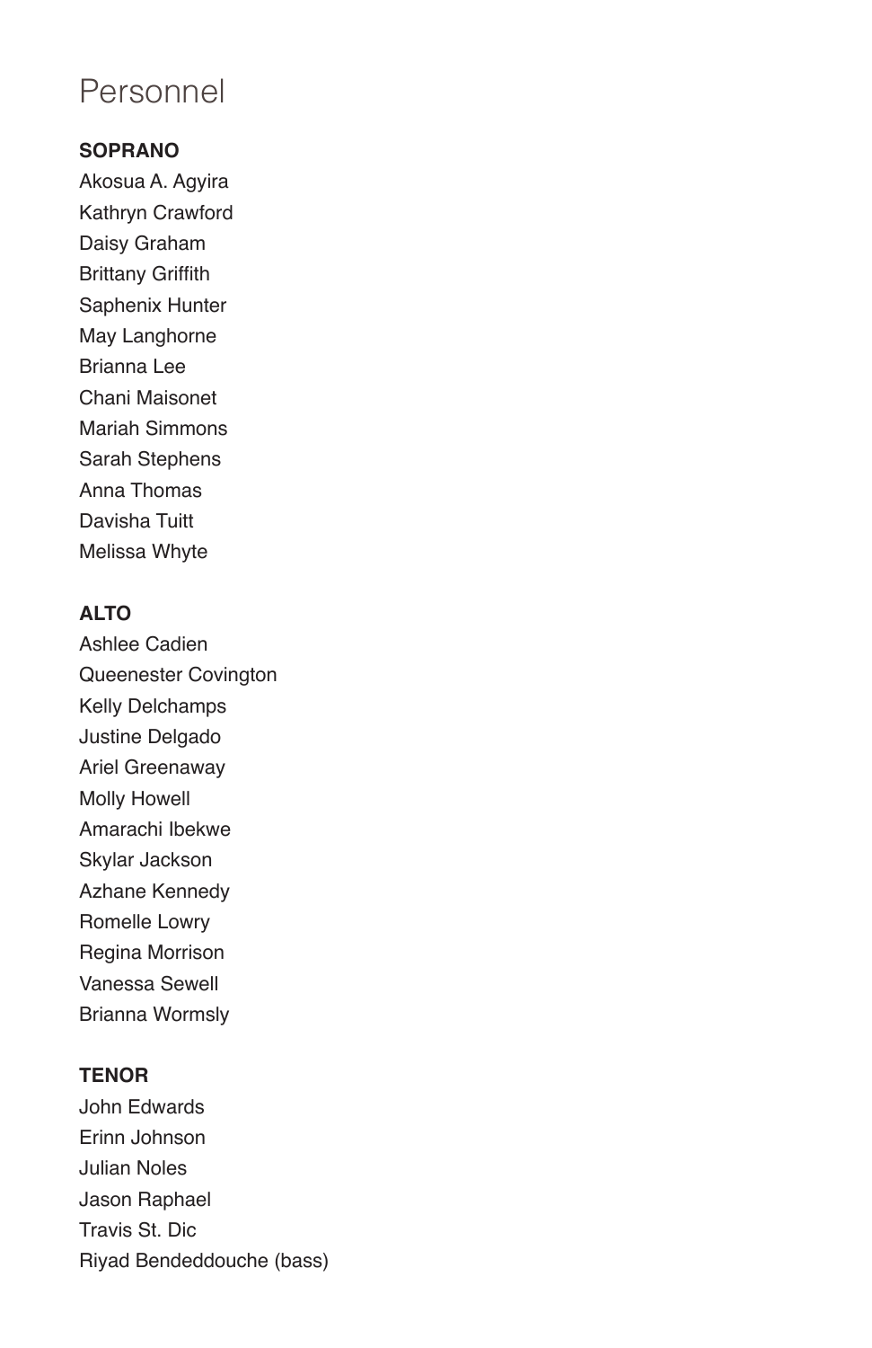# Personnel

**SOPRANO**

Akosua A. Agyira
Kathryn Crawford
Daisy Graham
Brittany Griffith
Saphenix Hunter
May Langhorne
Brianna Lee
Chani Maisonet
Mariah Simmons
Sarah Stephens
Anna Thomas
Davisha Tuitt
Melissa Whyte

**ALTO**

Ashlee Cadien
Queenester Covington
Kelly Delchamps
Justine Delgado
Ariel Greenaway
Molly Howell
Amarachi Ibekwe
Skylar Jackson
Azhane Kennedy
Romelle Lowry
Regina Morrison
Vanessa Sewell
Brianna Wormsly

**TENOR**

John Edwards
Erinn Johnson
Julian Noles
Jason Raphael
Travis St. Dic
Riyad Bendeddouche (bass)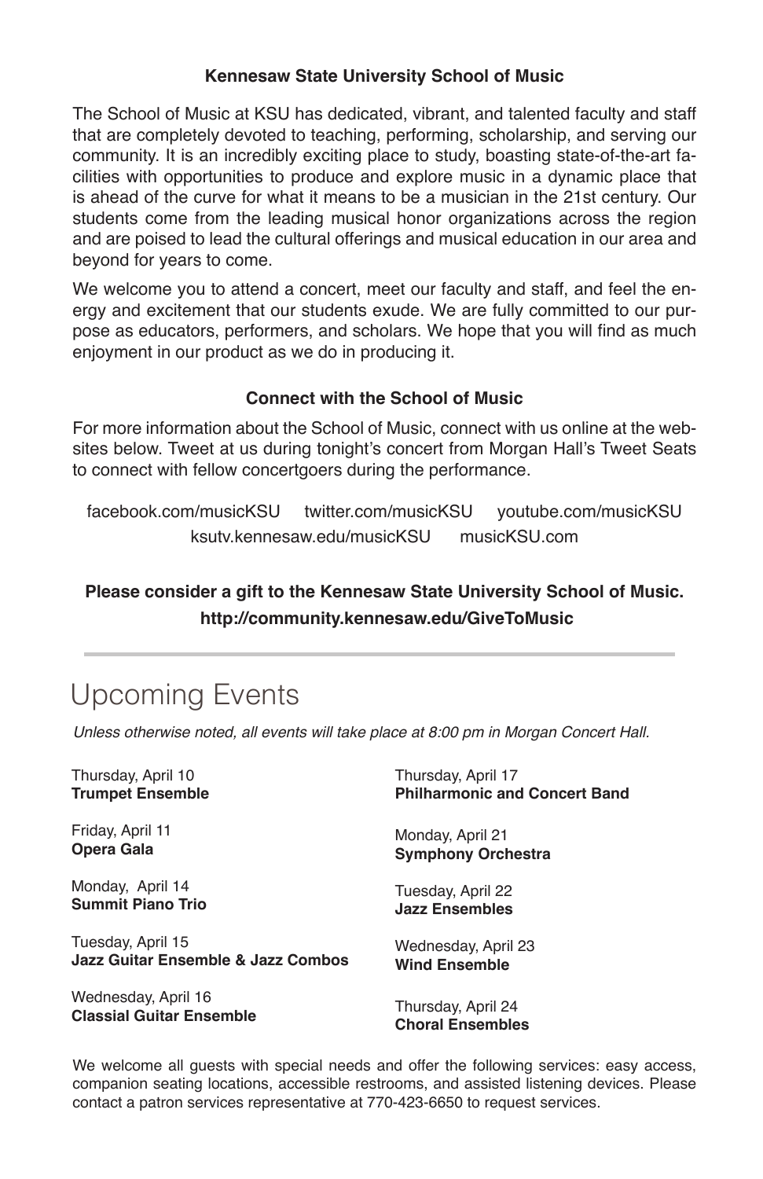### Kennesaw State University School of Music

The School of Music at KSU has dedicated, vibrant, and talented faculty and staff that are completely devoted to teaching, performing, scholarship, and serving our community. It is an incredibly exciting place to study, boasting state-of-the-art facilities with opportunities to produce and explore music in a dynamic place that is ahead of the curve for what it means to be a musician in the 21st century. Our students come from the leading musical honor organizations across the region and are poised to lead the cultural offerings and musical education in our area and beyond for years to come.

We welcome you to attend a concert, meet our faculty and staff, and feel the energy and excitement that our students exude. We are fully committed to our purpose as educators, performers, and scholars. We hope that you will find as much enjoyment in our product as we do in producing it.

### Connect with the School of Music

For more information about the School of Music, connect with us online at the websites below. Tweet at us during tonight's concert from Morgan Hall's Tweet Seats to connect with fellow concertgoers during the performance.

facebook.com/musicKSU twitter.com/musicKSU youtube.com/musicKSU
ksutv.kennesaw.edu/musicKSU musicKSU.com

**Please consider a gift to the Kennesaw State University School of Music.**
**http://community.kennesaw.edu/GiveToMusic**

---

# Upcoming Events

*Unless otherwise noted, all events will take place at 8:00 pm in Morgan Concert Hall.*

Thursday, April 10
**Trumpet Ensemble**

Friday, April 11
**Opera Gala**

Monday, April 14
**Summit Piano Trio**

Tuesday, April 15
**Jazz Guitar Ensemble & Jazz Combos**

Wednesday, April 16
**Classial Guitar Ensemble**

Thursday, April 17
**Philharmonic and Concert Band**

Monday, April 21
**Symphony Orchestra**

Tuesday, April 22
**Jazz Ensembles**

Wednesday, April 23
**Wind Ensemble**

Thursday, April 24
**Choral Ensembles**

We welcome all guests with special needs and offer the following services: easy access, companion seating locations, accessible restrooms, and assisted listening devices. Please contact a patron services representative at 770-423-6650 to request services.